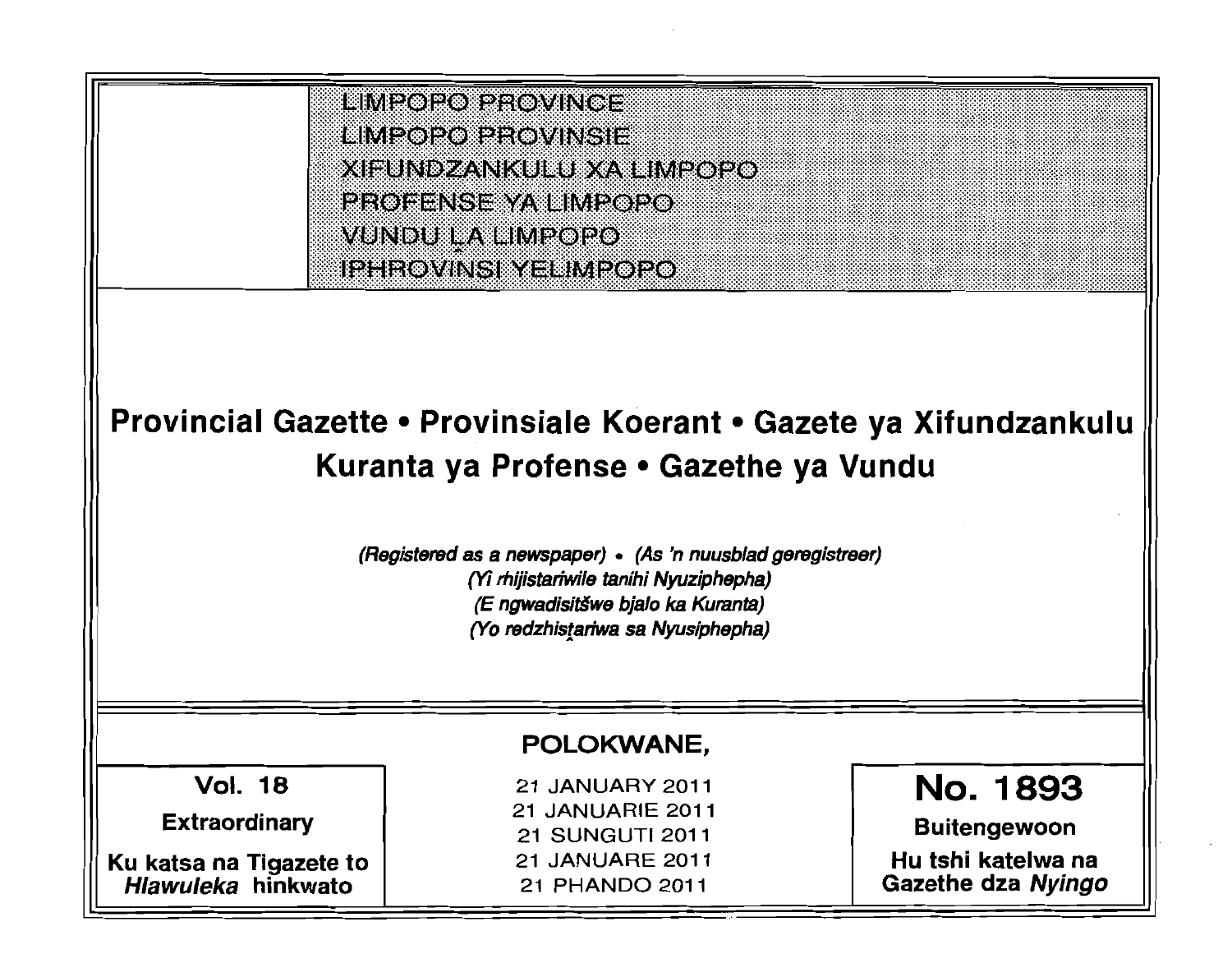LIMPOPO PROVINCE
LIMPOPO PROVINSIE
XIFUNDZANKULU XA LIMPOPO
PROFENSE YA LIMPOPO
VUNDU ḼA LIMPOPO
IPHROVINSI YELIMPOPO

# Provincial Gazette • Provinsiale Koerant • Gazete ya Xifundzankulu Kuranta ya Profense • Gazethe ya Vundu

*(Registered as a newspaper)* • *(As 'n nuusblad geregistreer)*
*(Yi rhijistariwile tanihi Nyuziphepha)*
*(E ngwadisitšwe bjalo ka Kuranta)*
*(Yo redzhisṱariwa sa Nyusiphepha)*

**POLOKWANE,**

| Vol. 18 | 21 JANUARY 2011 | No. 1893 |
|---|---|---|
| **Extraordinary** | 21 JANUARIE 2011 | **Buitengewoon** |
| **Ku katsa na Tigazete to *Hlawuleka* hinkwato** | 21 SUNGUTI 2011 | **Hu tshi katelwa na Gazethe dza *Nyingo*** |
| | 21 JANUARE 2011 | |
| | 21 PHANDO 2011 | |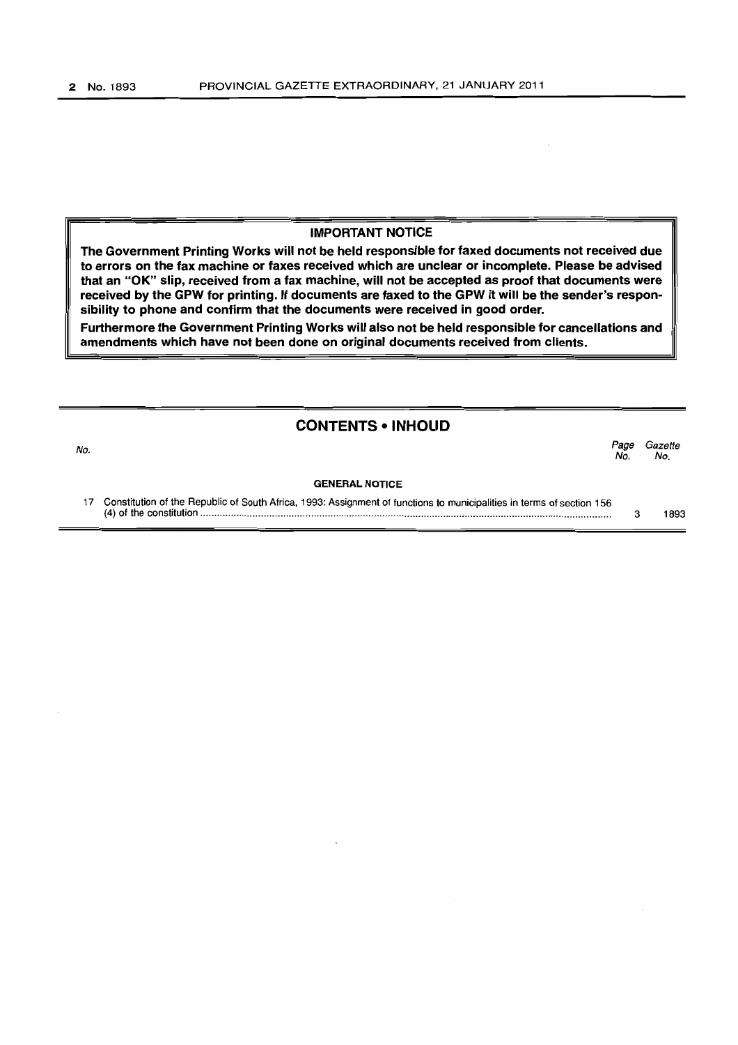**IMPORTANT NOTICE**

**The Government Printing Works will not be held responsible for faxed documents not received due to errors on the fax machine or faxes received which are unclear or incomplete. Please be advised that an "OK" slip, received from a fax machine, will not be accepted as proof that documents were received by the GPW for printing. If documents are faxed to the GPW it will be the sender's responsibility to phone and confirm that the documents were received in good order.**

**Furthermore the Government Printing Works will also not be held responsible for cancellations and amendments which have not been done on original documents received from clients.**

## CONTENTS • INHOUD

| No. | | Page No. | Gazette No. |
|---|---|---|---|
| | **GENERAL NOTICE** | | |
| 17 | Constitution of the Republic of South Africa, 1993: Assignment of functions to municipalities in terms of section 156 (4) of the constitution | 3 | 1893 |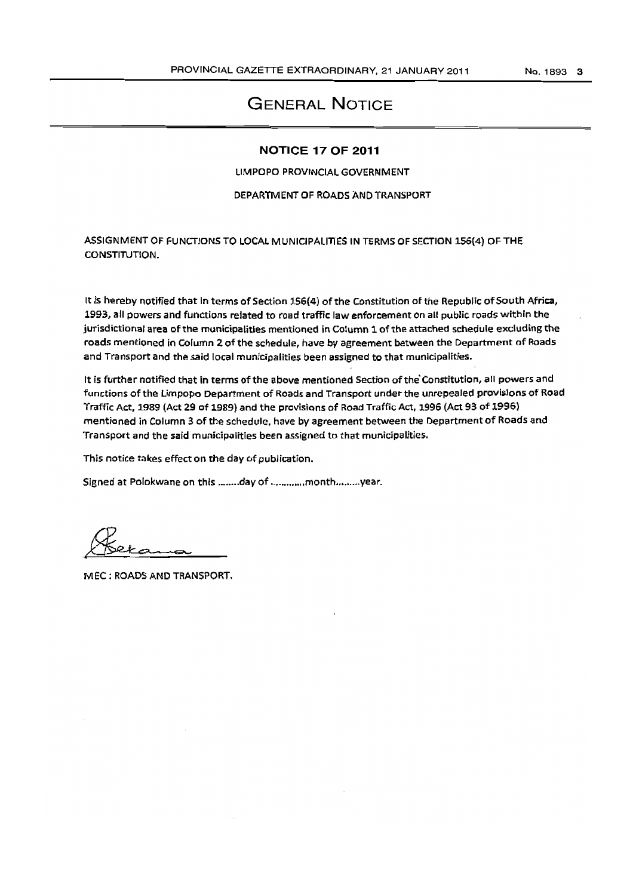# GENERAL NOTICE

## NOTICE 17 OF 2011

LIMPOPO PROVINCIAL GOVERNMENT

DEPARTMENT OF ROADS AND TRANSPORT

ASSIGNMENT OF FUNCTIONS TO LOCAL MUNICIPALITIES IN TERMS OF SECTION 156(4) OF THE CONSTITUTION.

It is hereby notified that in terms of Section 156(4) of the Constitution of the Republic of South Africa, 1993, all powers and functions related to road traffic law enforcement on all public roads within the jurisdictional area of the municipalities mentioned in Column 1 of the attached schedule excluding the roads mentioned in Column 2 of the schedule, have by agreement between the Department of Roads and Transport and the said local municipalities been assigned to that municipalities.

It is further notified that in terms of the above mentioned Section of the Constitution, all powers and functions of the Limpopo Department of Roads and Transport under the unrepealed provisions of Road Traffic Act, 1989 (Act 29 of 1989) and the provisions of Road Traffic Act, 1996 (Act 93 of 1996) mentioned in Column 3 of the schedule, have by agreement between the Department of Roads and Transport and the said municipalities been assigned to that municipalities.

This notice takes effect on the day of publication.

Signed at Polokwane on this ........day of ............month.........year.

MEC : ROADS AND TRANSPORT.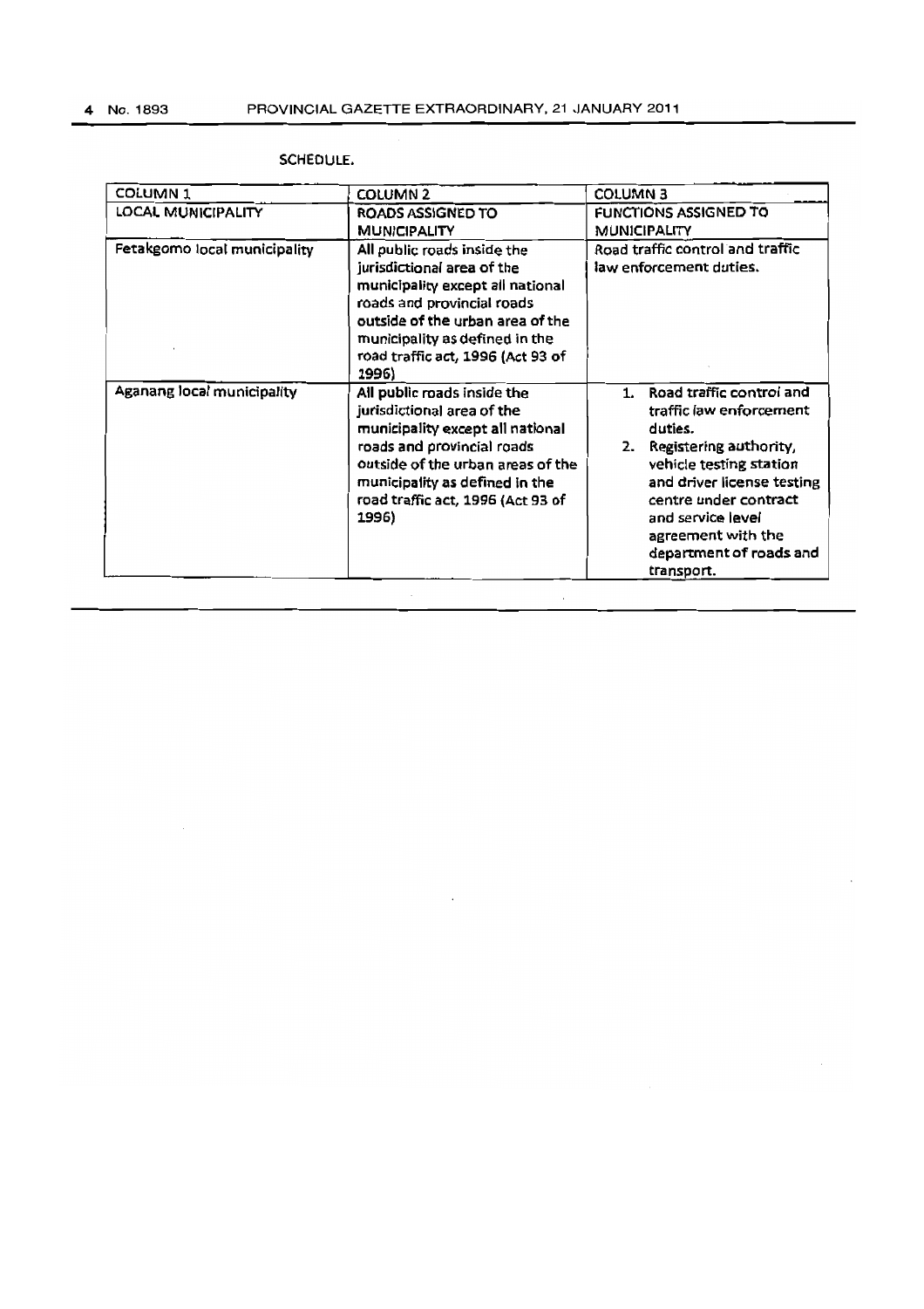SCHEDULE.

| COLUMN 1 | COLUMN 2 | COLUMN 3 |
| --- | --- | --- |
| LOCAL MUNICIPALITY | ROADS ASSIGNED TO MUNICIPALITY | FUNCTIONS ASSIGNED TO MUNICIPALITY |
| Fetakgomo local municipality | All public roads inside the jurisdictional area of the municipality except all national roads and provincial roads outside of the urban area of the municipality as defined in the road traffic act, 1996 (Act 93 of 1996) | Road traffic control and traffic law enforcement duties. |
| Aganang local municipality | All public roads inside the jurisdictional area of the municipality except all national roads and provincial roads outside of the urban areas of the municipality as defined in the road traffic act, 1996 (Act 93 of 1996) | 1. Road traffic control and traffic law enforcement duties. 2. Registering authority, vehicle testing station and driver license testing centre under contract and service level agreement with the department of roads and transport. |